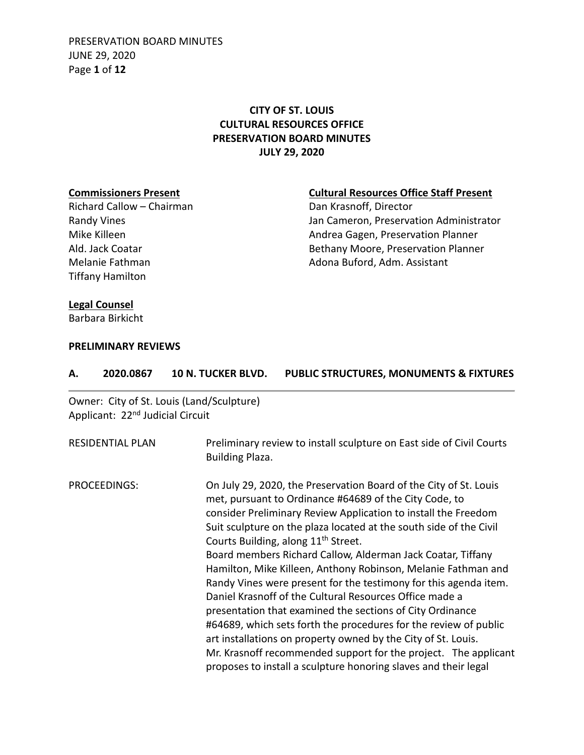# CITY OF ST. LOUIS
## CULTURAL RESOURCES OFFICE
## PRESERVATION BOARD MINUTES
## JULY 29, 2020

**Commissioners Present**
Richard Callow – Chairman
Randy Vines
Mike Killeen
Ald. Jack Coatar
Melanie Fathman
Tiffany Hamilton

**Cultural Resources Office Staff Present**
Dan Krasnoff, Director
Jan Cameron, Preservation Administrator
Andrea Gagen, Preservation Planner
Bethany Moore, Preservation Planner
Adona Buford, Adm. Assistant

**Legal Counsel**
Barbara Birkicht

**PRELIMINARY REVIEWS**

**A. 2020.0867 10 N. TUCKER BLVD. PUBLIC STRUCTURES, MONUMENTS & FIXTURES**

Owner: City of St. Louis (Land/Sculpture)
Applicant: 22nd Judicial Circuit

RESIDENTIAL PLAN: Preliminary review to install sculpture on East side of Civil Courts Building Plaza.

PROCEEDINGS: On July 29, 2020, the Preservation Board of the City of St. Louis met, pursuant to Ordinance #64689 of the City Code, to consider Preliminary Review Application to install the Freedom Suit sculpture on the plaza located at the south side of the Civil Courts Building, along 11th Street.
Board members Richard Callow, Alderman Jack Coatar, Tiffany Hamilton, Mike Killeen, Anthony Robinson, Melanie Fathman and Randy Vines were present for the testimony for this agenda item.
Daniel Krasnoff of the Cultural Resources Office made a presentation that examined the sections of City Ordinance #64689, which sets forth the procedures for the review of public art installations on property owned by the City of St. Louis.
Mr. Krasnoff recommended support for the project. The applicant proposes to install a sculpture honoring slaves and their legal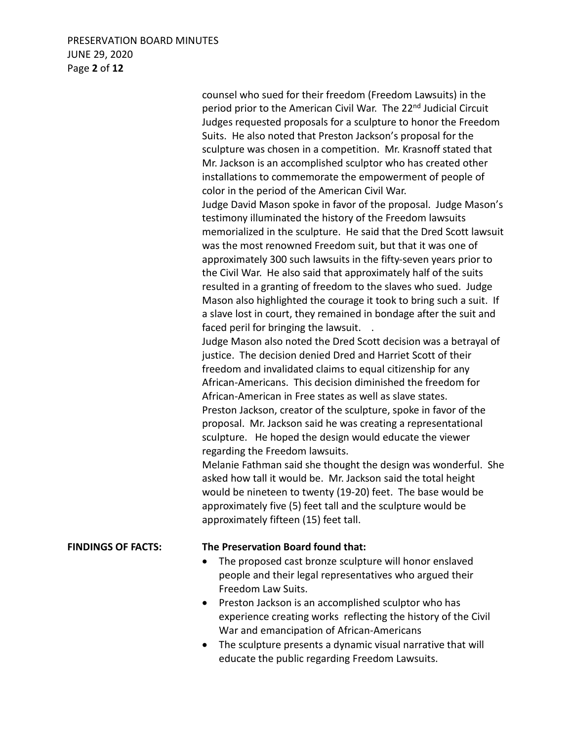counsel who sued for their freedom (Freedom Lawsuits) in the period prior to the American Civil War. The 22nd Judicial Circuit Judges requested proposals for a sculpture to honor the Freedom Suits. He also noted that Preston Jackson's proposal for the sculpture was chosen in a competition. Mr. Krasnoff stated that Mr. Jackson is an accomplished sculptor who has created other installations to commemorate the empowerment of people of color in the period of the American Civil War.

Judge David Mason spoke in favor of the proposal. Judge Mason's testimony illuminated the history of the Freedom lawsuits memorialized in the sculpture. He said that the Dred Scott lawsuit was the most renowned Freedom suit, but that it was one of approximately 300 such lawsuits in the fifty-seven years prior to the Civil War. He also said that approximately half of the suits resulted in a granting of freedom to the slaves who sued. Judge Mason also highlighted the courage it took to bring such a suit. If a slave lost in court, they remained in bondage after the suit and faced peril for bringing the lawsuit. .

Judge Mason also noted the Dred Scott decision was a betrayal of justice. The decision denied Dred and Harriet Scott of their freedom and invalidated claims to equal citizenship for any African-Americans. This decision diminished the freedom for African-American in Free states as well as slave states.

Preston Jackson, creator of the sculpture, spoke in favor of the proposal. Mr. Jackson said he was creating a representational sculpture. He hoped the design would educate the viewer regarding the Freedom lawsuits.

Melanie Fathman said she thought the design was wonderful. She asked how tall it would be. Mr. Jackson said the total height would be nineteen to twenty (19-20) feet. The base would be approximately five (5) feet tall and the sculpture would be approximately fifteen (15) feet tall.

**FINDINGS OF FACTS:** **The Preservation Board found that:**

- The proposed cast bronze sculpture will honor enslaved people and their legal representatives who argued their Freedom Law Suits.
- Preston Jackson is an accomplished sculptor who has experience creating works reflecting the history of the Civil War and emancipation of African-Americans
- The sculpture presents a dynamic visual narrative that will educate the public regarding Freedom Lawsuits.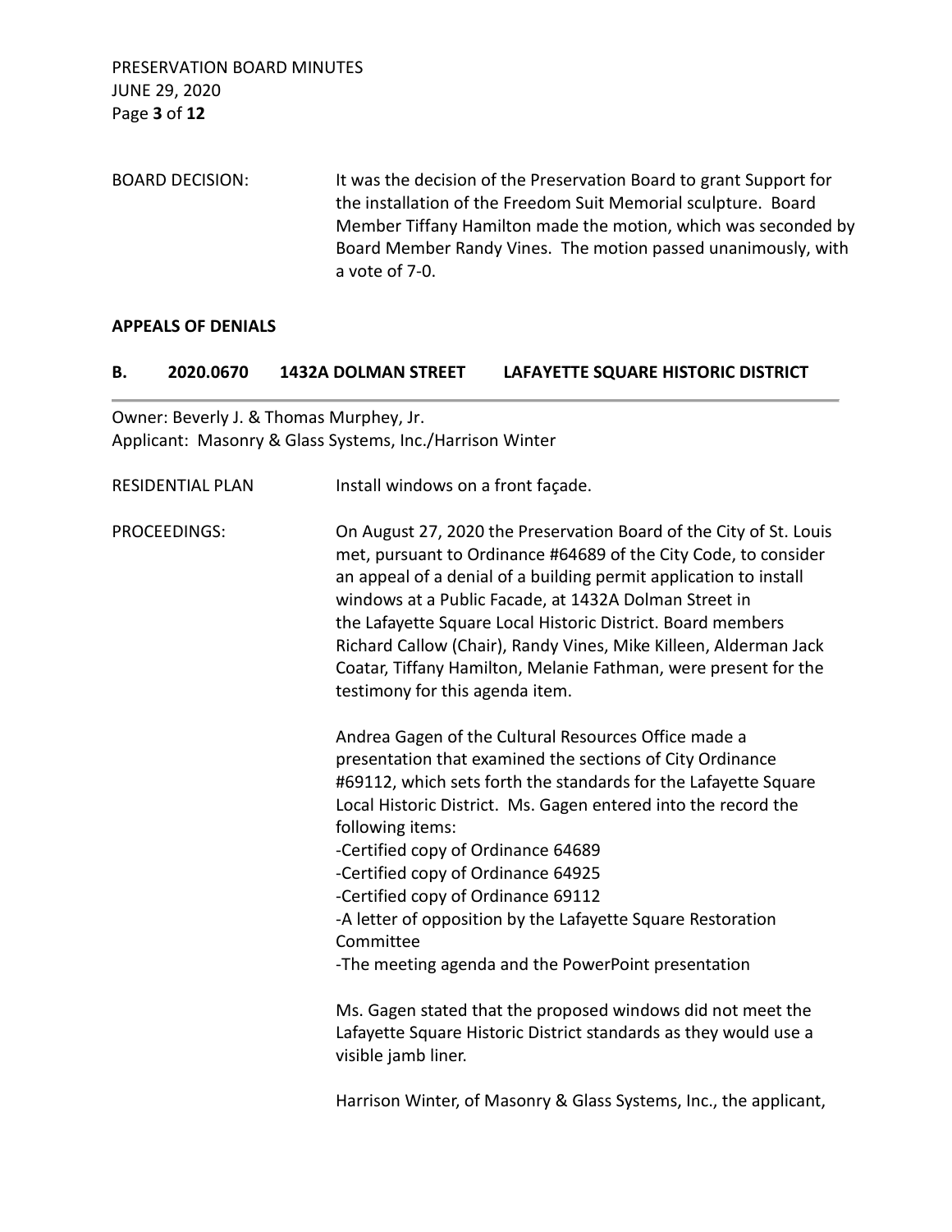BOARD DECISION: It was the decision of the Preservation Board to grant Support for the installation of the Freedom Suit Memorial sculpture. Board Member Tiffany Hamilton made the motion, which was seconded by Board Member Randy Vines. The motion passed unanimously, with a vote of 7-0.

**APPEALS OF DENIALS**

## B. 2020.0670 1432A DOLMAN STREET LAFAYETTE SQUARE HISTORIC DISTRICT

Owner: Beverly J. & Thomas Murphey, Jr.
Applicant: Masonry & Glass Systems, Inc./Harrison Winter

RESIDENTIAL PLAN Install windows on a front façade.

PROCEEDINGS: On August 27, 2020 the Preservation Board of the City of St. Louis met, pursuant to Ordinance #64689 of the City Code, to consider an appeal of a denial of a building permit application to install windows at a Public Facade, at 1432A Dolman Street in the Lafayette Square Local Historic District. Board members Richard Callow (Chair), Randy Vines, Mike Killeen, Alderman Jack Coatar, Tiffany Hamilton, Melanie Fathman, were present for the testimony for this agenda item.

Andrea Gagen of the Cultural Resources Office made a presentation that examined the sections of City Ordinance #69112, which sets forth the standards for the Lafayette Square Local Historic District. Ms. Gagen entered into the record the following items:
-Certified copy of Ordinance 64689
-Certified copy of Ordinance 64925
-Certified copy of Ordinance 69112
-A letter of opposition by the Lafayette Square Restoration Committee
-The meeting agenda and the PowerPoint presentation

Ms. Gagen stated that the proposed windows did not meet the Lafayette Square Historic District standards as they would use a visible jamb liner.

Harrison Winter, of Masonry & Glass Systems, Inc., the applicant,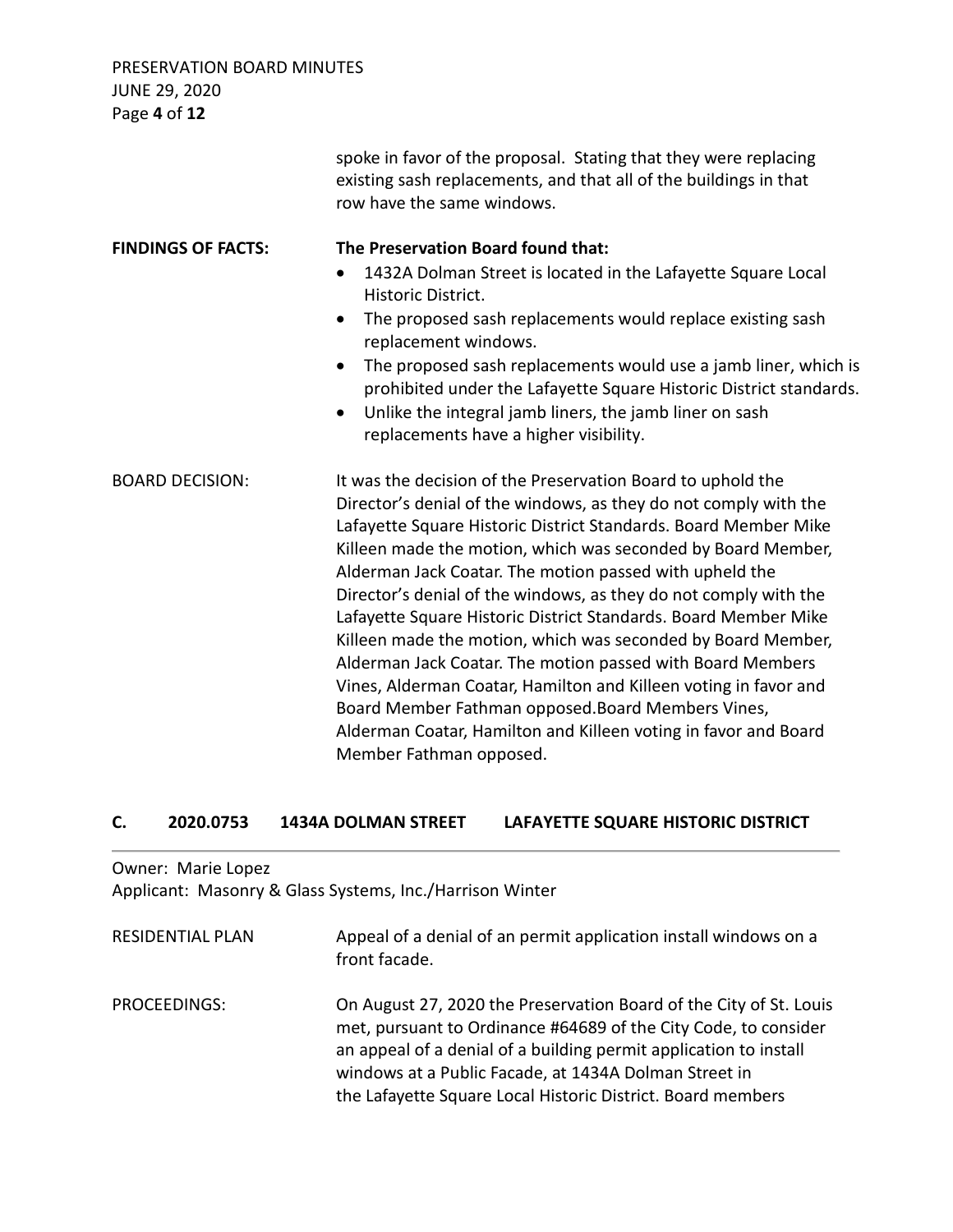spoke in favor of the proposal. Stating that they were replacing existing sash replacements, and that all of the buildings in that row have the same windows.

**FINDINGS OF FACTS:** **The Preservation Board found that:**

- 1432A Dolman Street is located in the Lafayette Square Local Historic District.
- The proposed sash replacements would replace existing sash replacement windows.
- The proposed sash replacements would use a jamb liner, which is prohibited under the Lafayette Square Historic District standards.
- Unlike the integral jamb liners, the jamb liner on sash replacements have a higher visibility.

BOARD DECISION: It was the decision of the Preservation Board to uphold the Director's denial of the windows, as they do not comply with the Lafayette Square Historic District Standards. Board Member Mike Killeen made the motion, which was seconded by Board Member, Alderman Jack Coatar. The motion passed with upheld the Director's denial of the windows, as they do not comply with the Lafayette Square Historic District Standards. Board Member Mike Killeen made the motion, which was seconded by Board Member, Alderman Jack Coatar. The motion passed with Board Members Vines, Alderman Coatar, Hamilton and Killeen voting in favor and Board Member Fathman opposed.Board Members Vines, Alderman Coatar, Hamilton and Killeen voting in favor and Board Member Fathman opposed.

## C. 2020.0753 1434A DOLMAN STREET LAFAYETTE SQUARE HISTORIC DISTRICT

Owner: Marie Lopez
Applicant: Masonry & Glass Systems, Inc./Harrison Winter

RESIDENTIAL PLAN Appeal of a denial of an permit application install windows on a front facade.

PROCEEDINGS: On August 27, 2020 the Preservation Board of the City of St. Louis met, pursuant to Ordinance #64689 of the City Code, to consider an appeal of a denial of a building permit application to install windows at a Public Facade, at 1434A Dolman Street in the Lafayette Square Local Historic District. Board members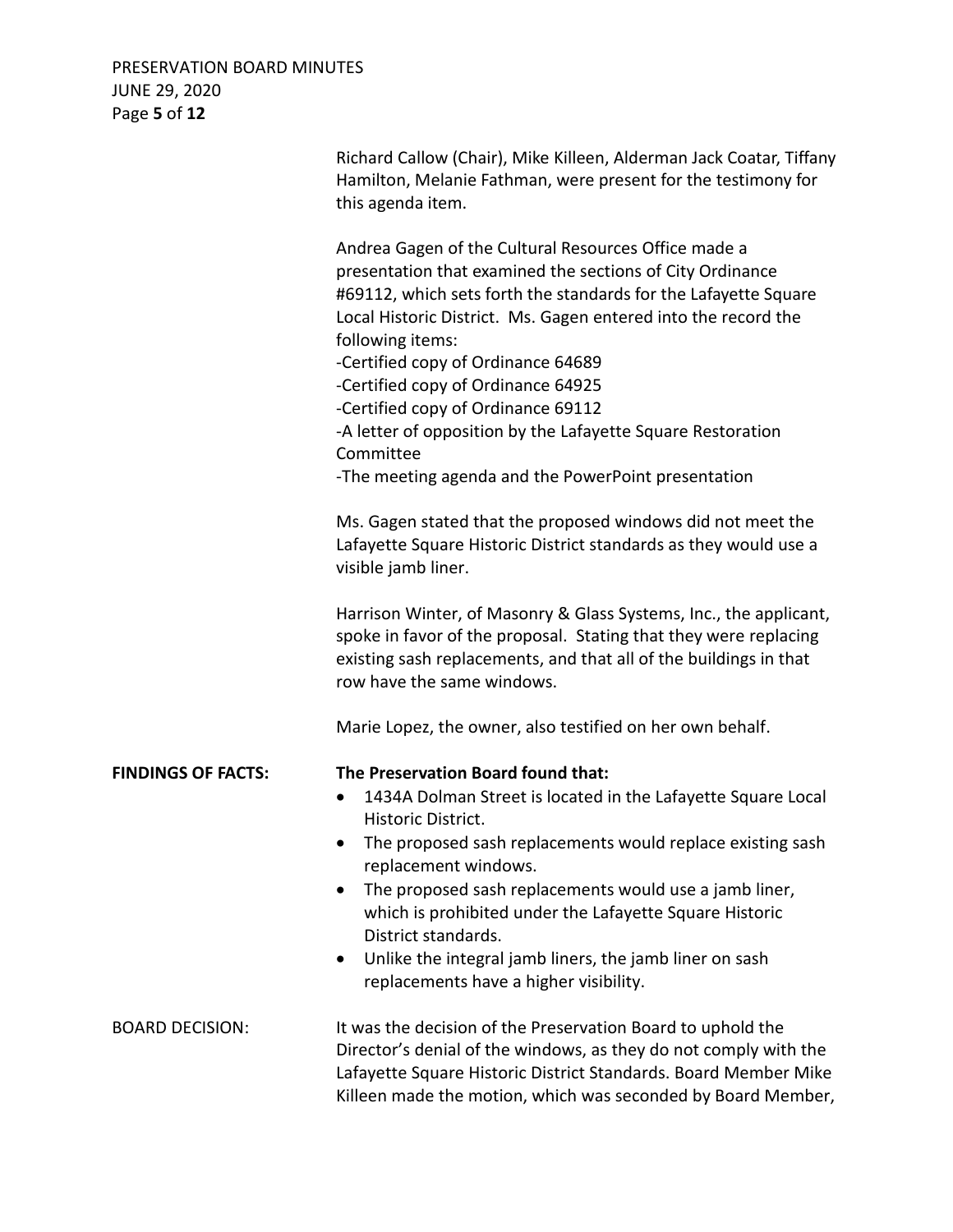Richard Callow (Chair), Mike Killeen, Alderman Jack Coatar, Tiffany Hamilton, Melanie Fathman, were present for the testimony for this agenda item.

Andrea Gagen of the Cultural Resources Office made a presentation that examined the sections of City Ordinance #69112, which sets forth the standards for the Lafayette Square Local Historic District. Ms. Gagen entered into the record the following items:
-Certified copy of Ordinance 64689
-Certified copy of Ordinance 64925
-Certified copy of Ordinance 69112
-A letter of opposition by the Lafayette Square Restoration Committee
-The meeting agenda and the PowerPoint presentation

Ms. Gagen stated that the proposed windows did not meet the Lafayette Square Historic District standards as they would use a visible jamb liner.

Harrison Winter, of Masonry & Glass Systems, Inc., the applicant, spoke in favor of the proposal. Stating that they were replacing existing sash replacements, and that all of the buildings in that row have the same windows.

Marie Lopez, the owner, also testified on her own behalf.

**FINDINGS OF FACTS:** **The Preservation Board found that:**

- 1434A Dolman Street is located in the Lafayette Square Local Historic District.
- The proposed sash replacements would replace existing sash replacement windows.
- The proposed sash replacements would use a jamb liner, which is prohibited under the Lafayette Square Historic District standards.
- Unlike the integral jamb liners, the jamb liner on sash replacements have a higher visibility.

BOARD DECISION: It was the decision of the Preservation Board to uphold the Director's denial of the windows, as they do not comply with the Lafayette Square Historic District Standards. Board Member Mike Killeen made the motion, which was seconded by Board Member,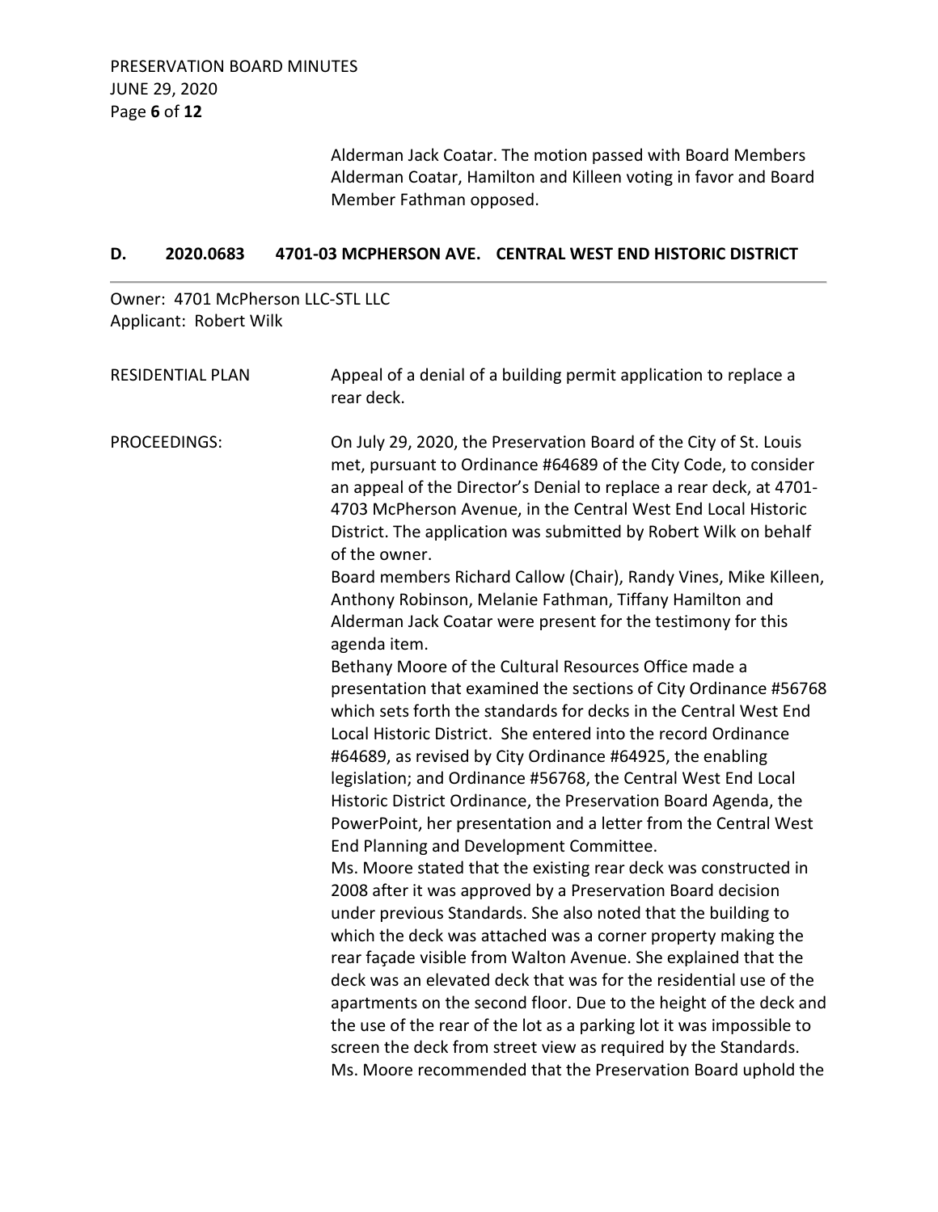Alderman Jack Coatar. The motion passed with Board Members Alderman Coatar, Hamilton and Killeen voting in favor and Board Member Fathman opposed.

### D. 2020.0683 4701-03 MCPHERSON AVE. CENTRAL WEST END HISTORIC DISTRICT

Owner: 4701 McPherson LLC-STL LLC
Applicant: Robert Wilk

RESIDENTIAL PLAN Appeal of a denial of a building permit application to replace a rear deck.

PROCEEDINGS: On July 29, 2020, the Preservation Board of the City of St. Louis met, pursuant to Ordinance #64689 of the City Code, to consider an appeal of the Director's Denial to replace a rear deck, at 4701-4703 McPherson Avenue, in the Central West End Local Historic District. The application was submitted by Robert Wilk on behalf of the owner.

Board members Richard Callow (Chair), Randy Vines, Mike Killeen, Anthony Robinson, Melanie Fathman, Tiffany Hamilton and Alderman Jack Coatar were present for the testimony for this agenda item.

Bethany Moore of the Cultural Resources Office made a presentation that examined the sections of City Ordinance #56768 which sets forth the standards for decks in the Central West End Local Historic District. She entered into the record Ordinance #64689, as revised by City Ordinance #64925, the enabling legislation; and Ordinance #56768, the Central West End Local Historic District Ordinance, the Preservation Board Agenda, the PowerPoint, her presentation and a letter from the Central West End Planning and Development Committee.

Ms. Moore stated that the existing rear deck was constructed in 2008 after it was approved by a Preservation Board decision under previous Standards. She also noted that the building to which the deck was attached was a corner property making the rear façade visible from Walton Avenue. She explained that the deck was an elevated deck that was for the residential use of the apartments on the second floor. Due to the height of the deck and the use of the rear of the lot as a parking lot it was impossible to screen the deck from street view as required by the Standards. Ms. Moore recommended that the Preservation Board uphold the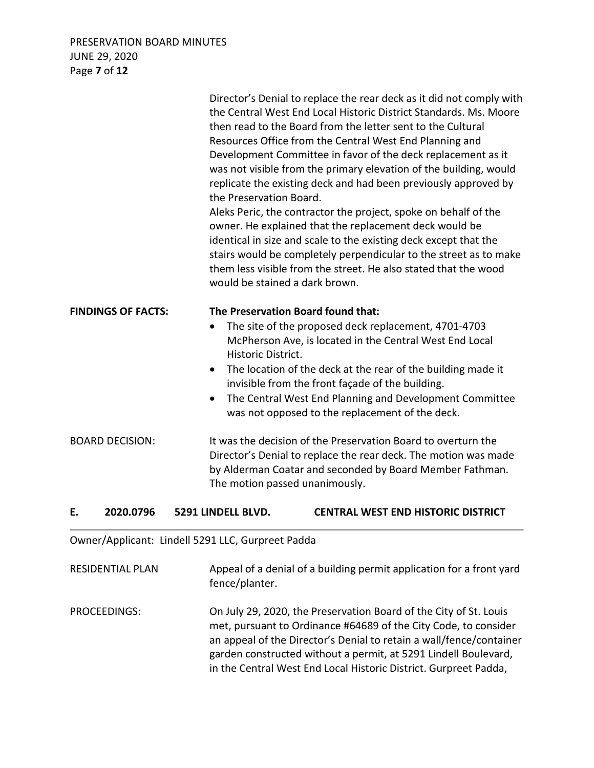Director's Denial to replace the rear deck as it did not comply with the Central West End Local Historic District Standards. Ms. Moore then read to the Board from the letter sent to the Cultural Resources Office from the Central West End Planning and Development Committee in favor of the deck replacement as it was not visible from the primary elevation of the building, would replicate the existing deck and had been previously approved by the Preservation Board.

Aleks Peric, the contractor the project, spoke on behalf of the owner. He explained that the replacement deck would be identical in size and scale to the existing deck except that the stairs would be completely perpendicular to the street as to make them less visible from the street. He also stated that the wood would be stained a dark brown.

**FINDINGS OF FACTS:** **The Preservation Board found that:**

- The site of the proposed deck replacement, 4701-4703 McPherson Ave, is located in the Central West End Local Historic District.
- The location of the deck at the rear of the building made it invisible from the front façade of the building.
- The Central West End Planning and Development Committee was not opposed to the replacement of the deck.

BOARD DECISION: It was the decision of the Preservation Board to overturn the Director's Denial to replace the rear deck. The motion was made by Alderman Coatar and seconded by Board Member Fathman. The motion passed unanimously.

## E. 2020.0796 5291 LINDELL BLVD. CENTRAL WEST END HISTORIC DISTRICT

Owner/Applicant: Lindell 5291 LLC, Gurpreet Padda

RESIDENTIAL PLAN: Appeal of a denial of a building permit application for a front yard fence/planter.

PROCEEDINGS: On July 29, 2020, the Preservation Board of the City of St. Louis met, pursuant to Ordinance #64689 of the City Code, to consider an appeal of the Director's Denial to retain a wall/fence/container garden constructed without a permit, at 5291 Lindell Boulevard, in the Central West End Local Historic District. Gurpreet Padda,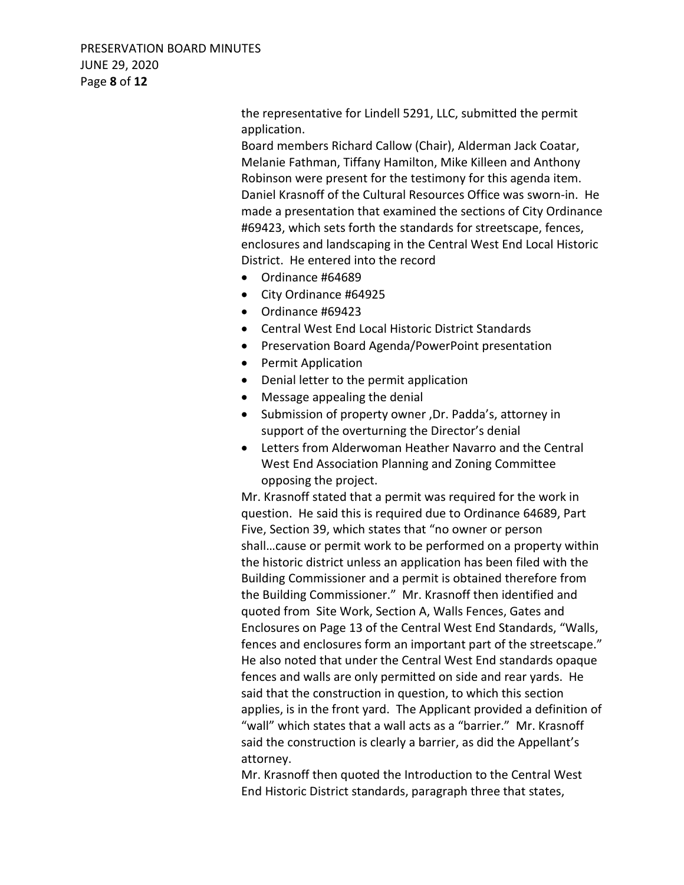the representative for Lindell 5291, LLC, submitted the permit application.

Board members Richard Callow (Chair), Alderman Jack Coatar, Melanie Fathman, Tiffany Hamilton, Mike Killeen and Anthony Robinson were present for the testimony for this agenda item. Daniel Krasnoff of the Cultural Resources Office was sworn-in. He made a presentation that examined the sections of City Ordinance #69423, which sets forth the standards for streetscape, fences, enclosures and landscaping in the Central West End Local Historic District. He entered into the record

- Ordinance #64689
- City Ordinance #64925
- Ordinance #69423
- Central West End Local Historic District Standards
- Preservation Board Agenda/PowerPoint presentation
- Permit Application
- Denial letter to the permit application
- Message appealing the denial
- Submission of property owner ,Dr. Padda's, attorney in support of the overturning the Director's denial
- Letters from Alderwoman Heather Navarro and the Central West End Association Planning and Zoning Committee opposing the project.

Mr. Krasnoff stated that a permit was required for the work in question. He said this is required due to Ordinance 64689, Part Five, Section 39, which states that "no owner or person shall…cause or permit work to be performed on a property within the historic district unless an application has been filed with the Building Commissioner and a permit is obtained therefore from the Building Commissioner." Mr. Krasnoff then identified and quoted from Site Work, Section A, Walls Fences, Gates and Enclosures on Page 13 of the Central West End Standards, "Walls, fences and enclosures form an important part of the streetscape." He also noted that under the Central West End standards opaque fences and walls are only permitted on side and rear yards. He said that the construction in question, to which this section applies, is in the front yard. The Applicant provided a definition of "wall" which states that a wall acts as a "barrier." Mr. Krasnoff said the construction is clearly a barrier, as did the Appellant's attorney.

Mr. Krasnoff then quoted the Introduction to the Central West End Historic District standards, paragraph three that states,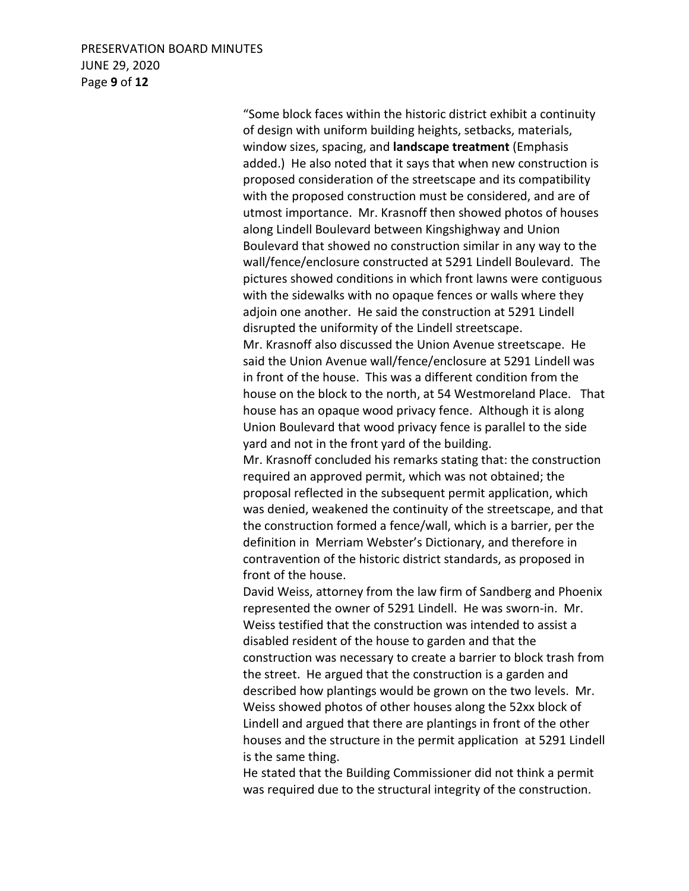"Some block faces within the historic district exhibit a continuity of design with uniform building heights, setbacks, materials, window sizes, spacing, and **landscape treatment** (Emphasis added.) He also noted that it says that when new construction is proposed consideration of the streetscape and its compatibility with the proposed construction must be considered, and are of utmost importance. Mr. Krasnoff then showed photos of houses along Lindell Boulevard between Kingshighway and Union Boulevard that showed no construction similar in any way to the wall/fence/enclosure constructed at 5291 Lindell Boulevard. The pictures showed conditions in which front lawns were contiguous with the sidewalks with no opaque fences or walls where they adjoin one another. He said the construction at 5291 Lindell disrupted the uniformity of the Lindell streetscape.

Mr. Krasnoff also discussed the Union Avenue streetscape. He said the Union Avenue wall/fence/enclosure at 5291 Lindell was in front of the house. This was a different condition from the house on the block to the north, at 54 Westmoreland Place. That house has an opaque wood privacy fence. Although it is along Union Boulevard that wood privacy fence is parallel to the side yard and not in the front yard of the building.

Mr. Krasnoff concluded his remarks stating that: the construction required an approved permit, which was not obtained; the proposal reflected in the subsequent permit application, which was denied, weakened the continuity of the streetscape, and that the construction formed a fence/wall, which is a barrier, per the definition in Merriam Webster's Dictionary, and therefore in contravention of the historic district standards, as proposed in front of the house.

David Weiss, attorney from the law firm of Sandberg and Phoenix represented the owner of 5291 Lindell. He was sworn-in. Mr. Weiss testified that the construction was intended to assist a disabled resident of the house to garden and that the construction was necessary to create a barrier to block trash from the street. He argued that the construction is a garden and described how plantings would be grown on the two levels. Mr. Weiss showed photos of other houses along the 52xx block of Lindell and argued that there are plantings in front of the other houses and the structure in the permit application at 5291 Lindell is the same thing.

He stated that the Building Commissioner did not think a permit was required due to the structural integrity of the construction.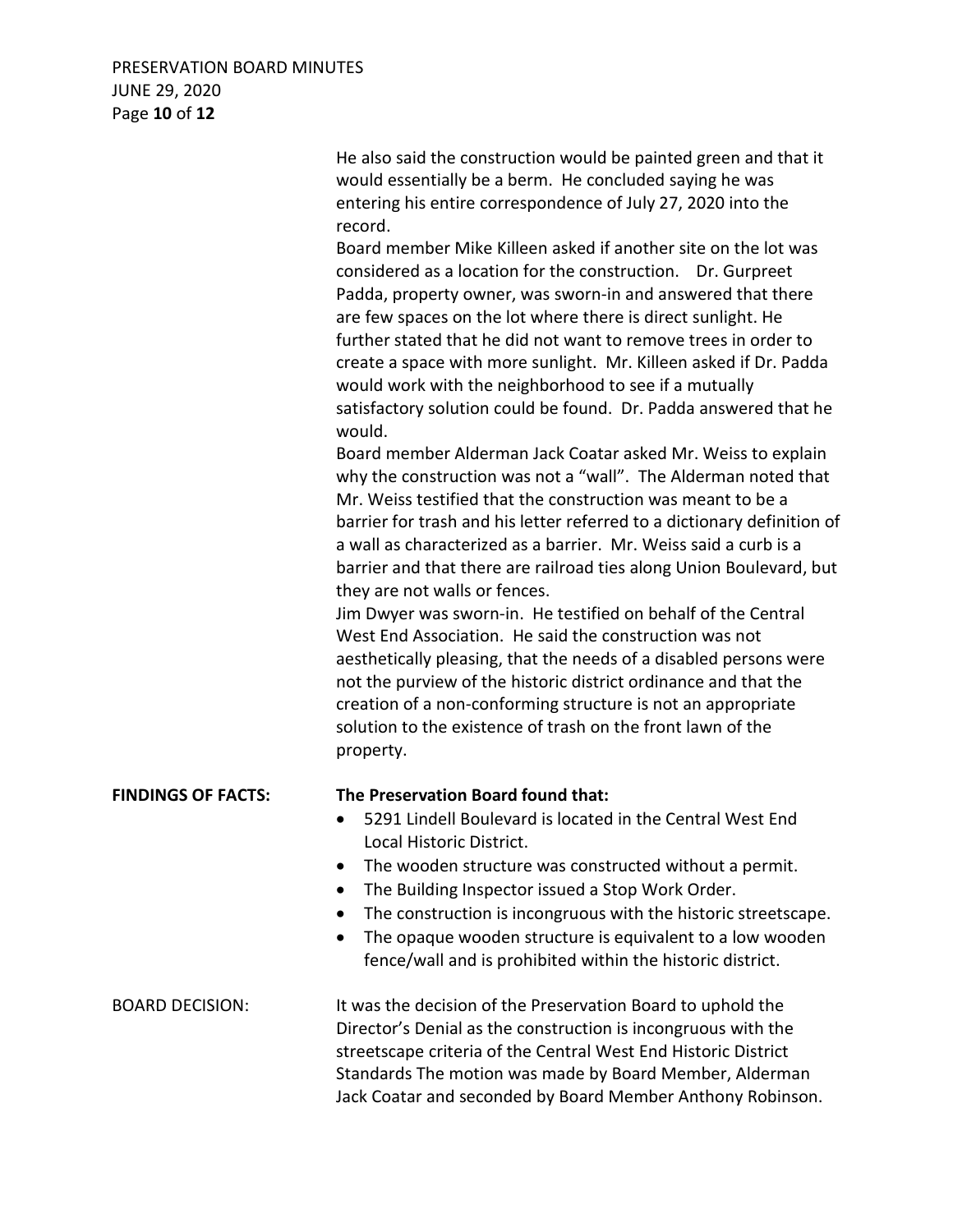He also said the construction would be painted green and that it would essentially be a berm. He concluded saying he was entering his entire correspondence of July 27, 2020 into the record.

Board member Mike Killeen asked if another site on the lot was considered as a location for the construction. Dr. Gurpreet Padda, property owner, was sworn-in and answered that there are few spaces on the lot where there is direct sunlight. He further stated that he did not want to remove trees in order to create a space with more sunlight. Mr. Killeen asked if Dr. Padda would work with the neighborhood to see if a mutually satisfactory solution could be found. Dr. Padda answered that he would.

Board member Alderman Jack Coatar asked Mr. Weiss to explain why the construction was not a "wall". The Alderman noted that Mr. Weiss testified that the construction was meant to be a barrier for trash and his letter referred to a dictionary definition of a wall as characterized as a barrier. Mr. Weiss said a curb is a barrier and that there are railroad ties along Union Boulevard, but they are not walls or fences.

Jim Dwyer was sworn-in. He testified on behalf of the Central West End Association. He said the construction was not aesthetically pleasing, that the needs of a disabled persons were not the purview of the historic district ordinance and that the creation of a non-conforming structure is not an appropriate solution to the existence of trash on the front lawn of the property.

**FINDINGS OF FACTS:** **The Preservation Board found that:**

- 5291 Lindell Boulevard is located in the Central West End Local Historic District.
- The wooden structure was constructed without a permit.
- The Building Inspector issued a Stop Work Order.
- The construction is incongruous with the historic streetscape.
- The opaque wooden structure is equivalent to a low wooden fence/wall and is prohibited within the historic district.

BOARD DECISION: It was the decision of the Preservation Board to uphold the Director's Denial as the construction is incongruous with the streetscape criteria of the Central West End Historic District Standards The motion was made by Board Member, Alderman Jack Coatar and seconded by Board Member Anthony Robinson.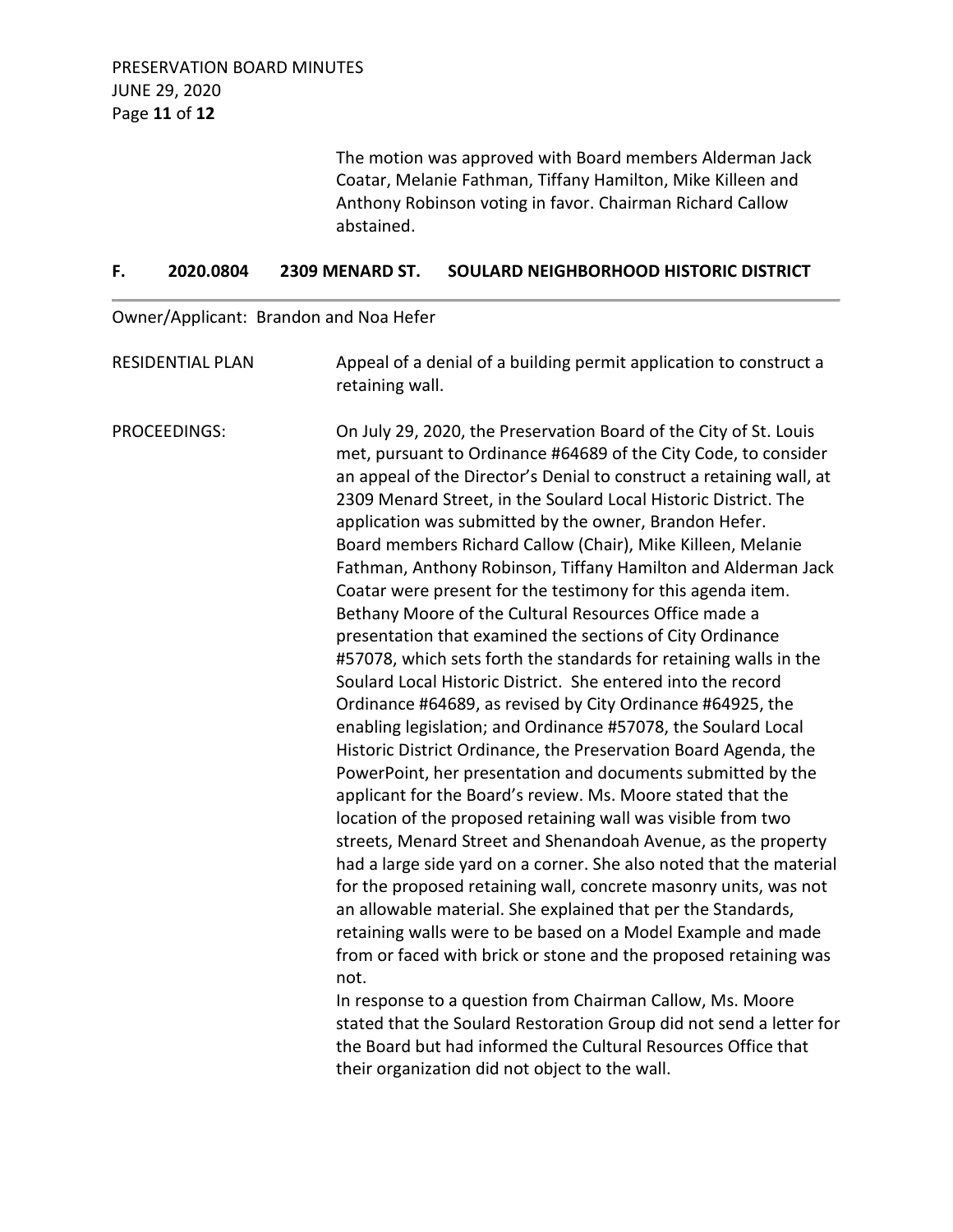The motion was approved with Board members Alderman Jack Coatar, Melanie Fathman, Tiffany Hamilton, Mike Killeen and Anthony Robinson voting in favor. Chairman Richard Callow abstained.

## F. 2020.0804 2309 MENARD ST. SOULARD NEIGHBORHOOD HISTORIC DISTRICT

Owner/Applicant: Brandon and Noa Hefer

RESIDENTIAL PLAN Appeal of a denial of a building permit application to construct a retaining wall.

PROCEEDINGS: On July 29, 2020, the Preservation Board of the City of St. Louis met, pursuant to Ordinance #64689 of the City Code, to consider an appeal of the Director's Denial to construct a retaining wall, at 2309 Menard Street, in the Soulard Local Historic District. The application was submitted by the owner, Brandon Hefer.
Board members Richard Callow (Chair), Mike Killeen, Melanie Fathman, Anthony Robinson, Tiffany Hamilton and Alderman Jack Coatar were present for the testimony for this agenda item.
Bethany Moore of the Cultural Resources Office made a presentation that examined the sections of City Ordinance #57078, which sets forth the standards for retaining walls in the Soulard Local Historic District. She entered into the record Ordinance #64689, as revised by City Ordinance #64925, the enabling legislation; and Ordinance #57078, the Soulard Local Historic District Ordinance, the Preservation Board Agenda, the PowerPoint, her presentation and documents submitted by the applicant for the Board's review. Ms. Moore stated that the location of the proposed retaining wall was visible from two streets, Menard Street and Shenandoah Avenue, as the property had a large side yard on a corner. She also noted that the material for the proposed retaining wall, concrete masonry units, was not an allowable material. She explained that per the Standards, retaining walls were to be based on a Model Example and made from or faced with brick or stone and the proposed retaining was not.
In response to a question from Chairman Callow, Ms. Moore stated that the Soulard Restoration Group did not send a letter for the Board but had informed the Cultural Resources Office that their organization did not object to the wall.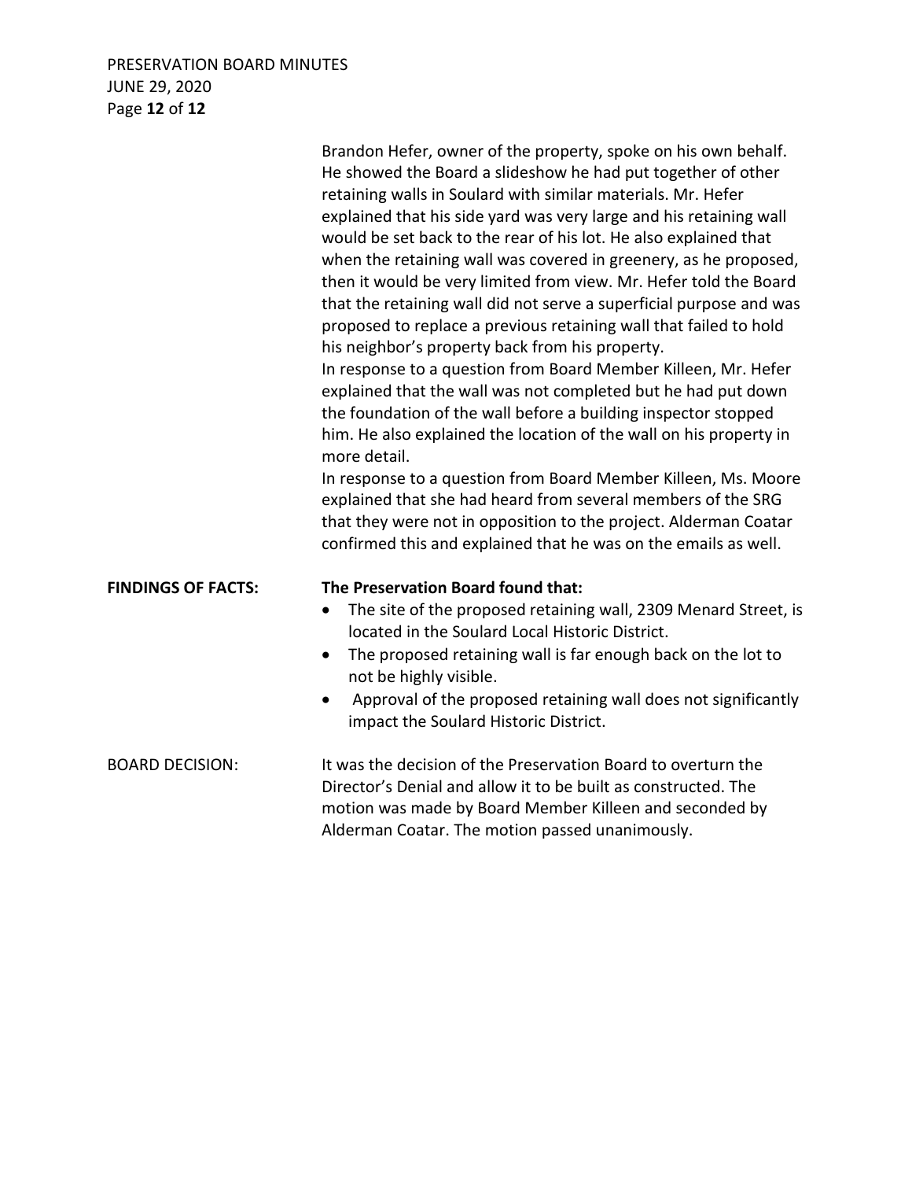Brandon Hefer, owner of the property, spoke on his own behalf. He showed the Board a slideshow he had put together of other retaining walls in Soulard with similar materials. Mr. Hefer explained that his side yard was very large and his retaining wall would be set back to the rear of his lot. He also explained that when the retaining wall was covered in greenery, as he proposed, then it would be very limited from view. Mr. Hefer told the Board that the retaining wall did not serve a superficial purpose and was proposed to replace a previous retaining wall that failed to hold his neighbor's property back from his property.

In response to a question from Board Member Killeen, Mr. Hefer explained that the wall was not completed but he had put down the foundation of the wall before a building inspector stopped him. He also explained the location of the wall on his property in more detail.

In response to a question from Board Member Killeen, Ms. Moore explained that she had heard from several members of the SRG that they were not in opposition to the project. Alderman Coatar confirmed this and explained that he was on the emails as well.

**FINDINGS OF FACTS:** **The Preservation Board found that:**

- The site of the proposed retaining wall, 2309 Menard Street, is located in the Soulard Local Historic District.
- The proposed retaining wall is far enough back on the lot to not be highly visible.
- Approval of the proposed retaining wall does not significantly impact the Soulard Historic District.

BOARD DECISION: It was the decision of the Preservation Board to overturn the Director's Denial and allow it to be built as constructed. The motion was made by Board Member Killeen and seconded by Alderman Coatar. The motion passed unanimously.